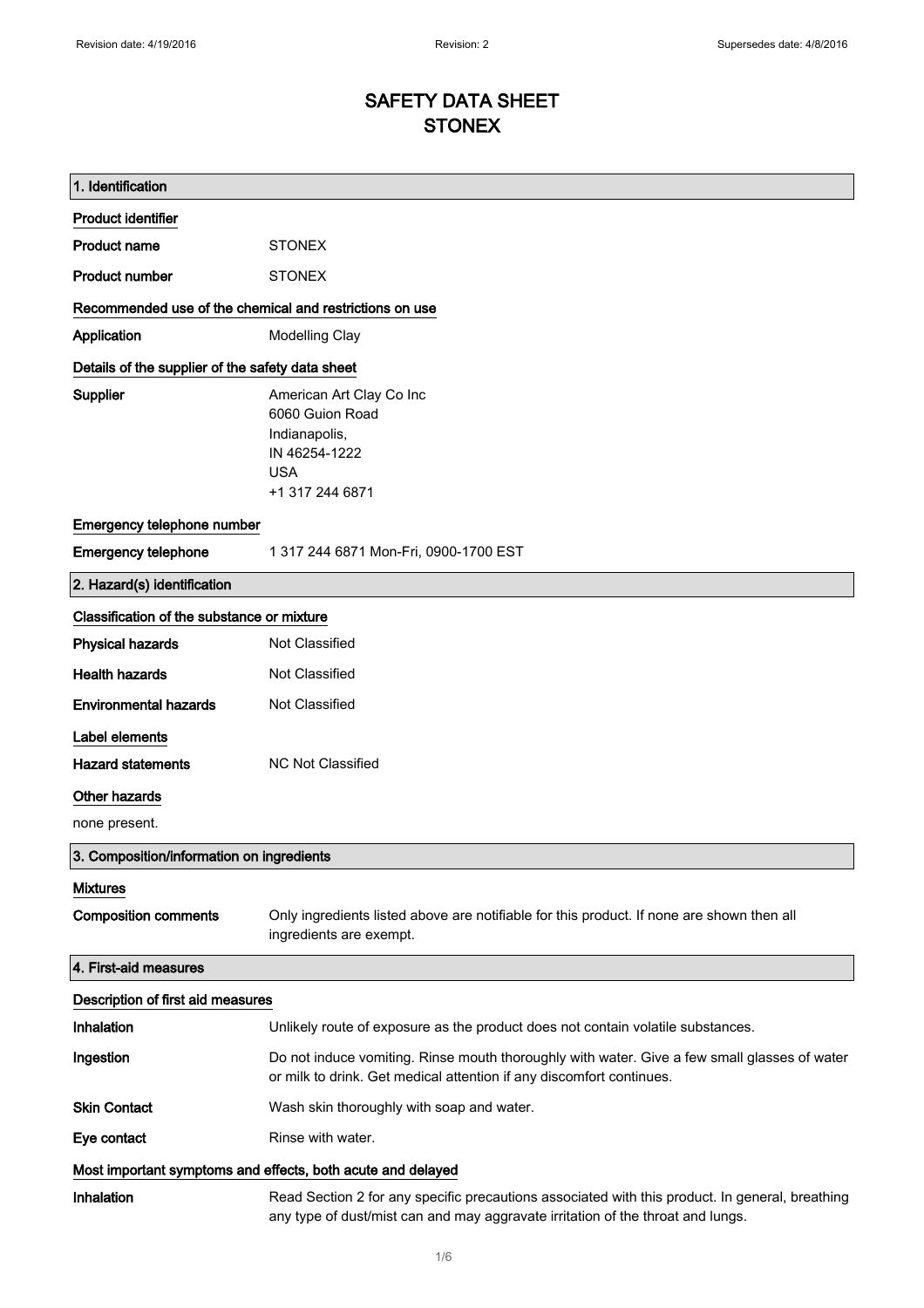Revision date: 4/19/2016 | Revision: 2 | Supersedes date: 4/8/2016

# SAFETY DATA SHEET
# STONEX

## 1. Identification

**Product identifier**

**Product name** STONEX

**Product number** STONEX

**Recommended use of the chemical and restrictions on use**

**Application** Modelling Clay

**Details of the supplier of the safety data sheet**

**Supplier**
American Art Clay Co Inc
6060 Guion Road
Indianapolis,
IN 46254-1222
USA
+1 317 244 6871

**Emergency telephone number**

**Emergency telephone** 1 317 244 6871 Mon-Fri, 0900-1700 EST

## 2. Hazard(s) identification

**Classification of the substance or mixture**

**Physical hazards** Not Classified

**Health hazards** Not Classified

**Environmental hazards** Not Classified

**Label elements**

**Hazard statements** NC Not Classified

**Other hazards**

none present.

## 3. Composition/information on ingredients

**Mixtures**

**Composition comments** Only ingredients listed above are notifiable for this product. If none are shown then all ingredients are exempt.

## 4. First-aid measures

**Description of first aid measures**

**Inhalation** Unlikely route of exposure as the product does not contain volatile substances.

**Ingestion** Do not induce vomiting. Rinse mouth thoroughly with water. Give a few small glasses of water or milk to drink. Get medical attention if any discomfort continues.

**Skin Contact** Wash skin thoroughly with soap and water.

**Eye contact** Rinse with water.

**Most important symptoms and effects, both acute and delayed**

**Inhalation** Read Section 2 for any specific precautions associated with this product. In general, breathing any type of dust/mist can and may aggravate irritation of the throat and lungs.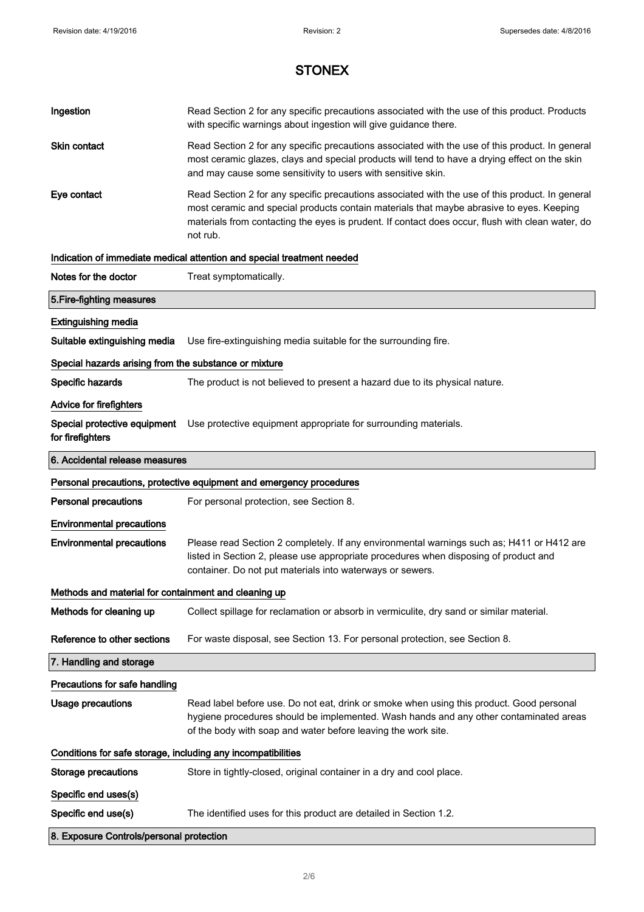# STONEX

| | |
|---|---|
| **Ingestion** | Read Section 2 for any specific precautions associated with the use of this product. Products with specific warnings about ingestion will give guidance there. |
| **Skin contact** | Read Section 2 for any specific precautions associated with the use of this product. In general most ceramic glazes, clays and special products will tend to have a drying effect on the skin and may cause some sensitivity to users with sensitive skin. |
| **Eye contact** | Read Section 2 for any specific precautions associated with the use of this product. In general most ceramic and special products contain materials that maybe abrasive to eyes. Keeping materials from contacting the eyes is prudent. If contact does occur, flush with clean water, do not rub. |

### Indication of immediate medical attention and special treatment needed

| | |
|---|---|
| **Notes for the doctor** | Treat symptomatically. |

## 5.Fire-fighting measures

### Extinguishing media

| | |
|---|---|
| **Suitable extinguishing media** | Use fire-extinguishing media suitable for the surrounding fire. |

### Special hazards arising from the substance or mixture

| | |
|---|---|
| **Specific hazards** | The product is not believed to present a hazard due to its physical nature. |

### Advice for firefighters

| | |
|---|---|
| **Special protective equipment for firefighters** | Use protective equipment appropriate for surrounding materials. |

## 6. Accidental release measures

### Personal precautions, protective equipment and emergency procedures

| | |
|---|---|
| **Personal precautions** | For personal protection, see Section 8. |

### Environmental precautions

| | |
|---|---|
| **Environmental precautions** | Please read Section 2 completely. If any environmental warnings such as; H411 or H412 are listed in Section 2, please use appropriate procedures when disposing of product and container. Do not put materials into waterways or sewers. |

### Methods and material for containment and cleaning up

| | |
|---|---|
| **Methods for cleaning up** | Collect spillage for reclamation or absorb in vermiculite, dry sand or similar material. |
| **Reference to other sections** | For waste disposal, see Section 13. For personal protection, see Section 8. |

## 7. Handling and storage

### Precautions for safe handling

| | |
|---|---|
| **Usage precautions** | Read label before use. Do not eat, drink or smoke when using this product. Good personal hygiene procedures should be implemented. Wash hands and any other contaminated areas of the body with soap and water before leaving the work site. |

### Conditions for safe storage, including any incompatibilities

| | |
|---|---|
| **Storage precautions** | Store in tightly-closed, original container in a dry and cool place. |

### Specific end uses(s)

| | |
|---|---|
| **Specific end use(s)** | The identified uses for this product are detailed in Section 1.2. |

## 8. Exposure Controls/personal protection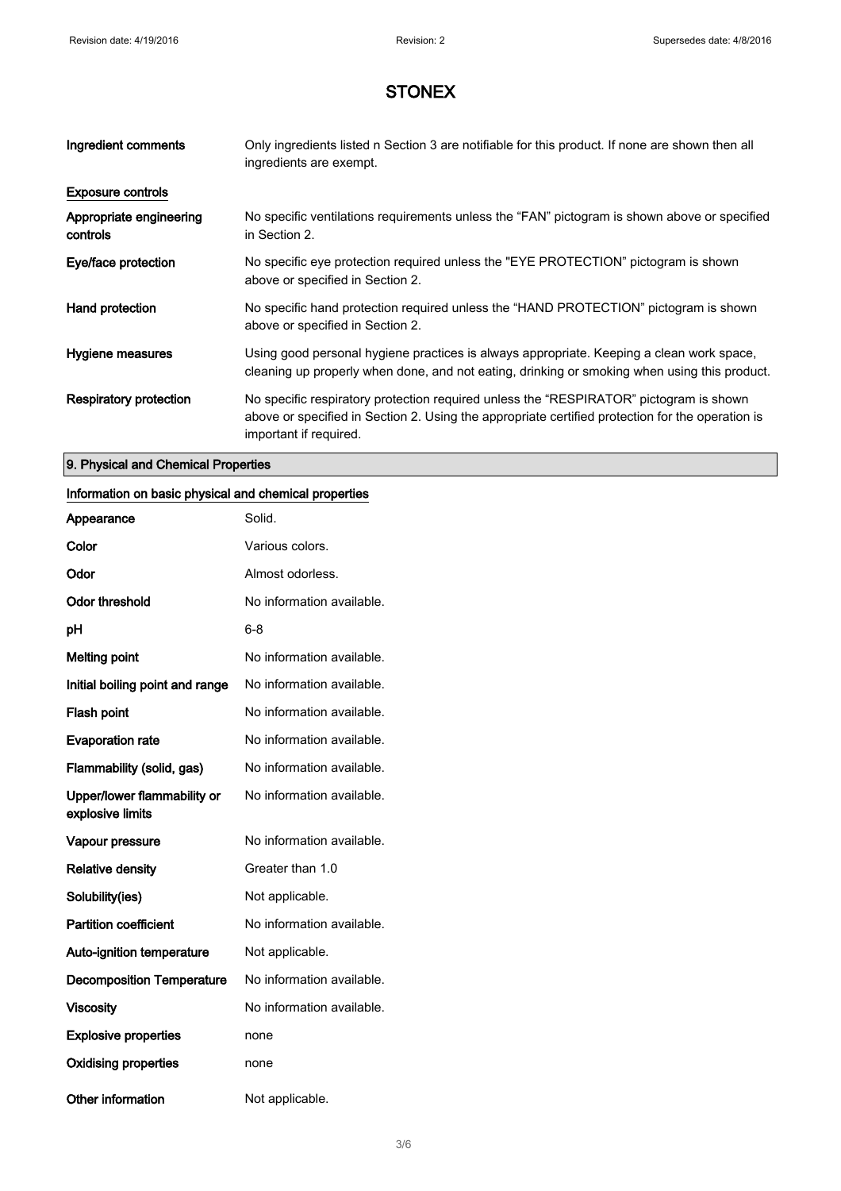# STONEX

| | |
|---|---|
| **Ingredient comments** | Only ingredients listed n Section 3 are notifiable for this product. If none are shown then all ingredients are exempt. |

**Exposure controls**

| | |
|---|---|
| **Appropriate engineering controls** | No specific ventilations requirements unless the “FAN” pictogram is shown above or specified in Section 2. |
| **Eye/face protection** | No specific eye protection required unless the "EYE PROTECTION" pictogram is shown above or specified in Section 2. |
| **Hand protection** | No specific hand protection required unless the “HAND PROTECTION” pictogram is shown above or specified in Section 2. |
| **Hygiene measures** | Using good personal hygiene practices is always appropriate. Keeping a clean work space, cleaning up properly when done, and not eating, drinking or smoking when using this product. |
| **Respiratory protection** | No specific respiratory protection required unless the “RESPIRATOR” pictogram is shown above or specified in Section 2. Using the appropriate certified protection for the operation is important if required. |

## 9. Physical and Chemical Properties

**Information on basic physical and chemical properties**

| | |
|---|---|
| **Appearance** | Solid. |
| **Color** | Various colors. |
| **Odor** | Almost odorless. |
| **Odor threshold** | No information available. |
| **pH** | 6-8 |
| **Melting point** | No information available. |
| **Initial boiling point and range** | No information available. |
| **Flash point** | No information available. |
| **Evaporation rate** | No information available. |
| **Flammability (solid, gas)** | No information available. |
| **Upper/lower flammability or explosive limits** | No information available. |
| **Vapour pressure** | No information available. |
| **Relative density** | Greater than 1.0 |
| **Solubility(ies)** | Not applicable. |
| **Partition coefficient** | No information available. |
| **Auto-ignition temperature** | Not applicable. |
| **Decomposition Temperature** | No information available. |
| **Viscosity** | No information available. |
| **Explosive properties** | none |
| **Oxidising properties** | none |
| **Other information** | Not applicable. |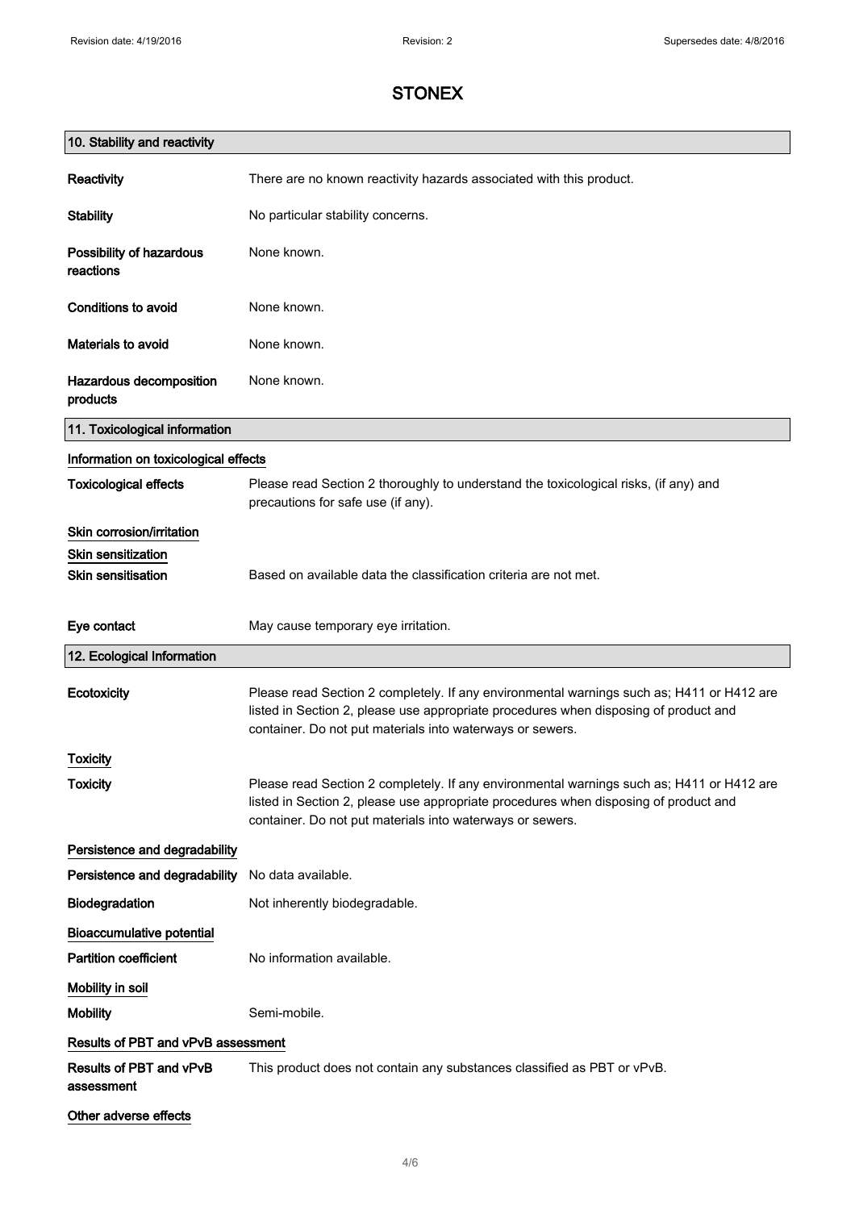# STONEX

## 10. Stability and reactivity

**Reactivity** There are no known reactivity hazards associated with this product.

**Stability** No particular stability concerns.

**Possibility of hazardous reactions** None known.

**Conditions to avoid** None known.

**Materials to avoid** None known.

**Hazardous decomposition products** None known.

## 11. Toxicological information

### Information on toxicological effects

**Toxicological effects** Please read Section 2 thoroughly to understand the toxicological risks, (if any) and precautions for safe use (if any).

### Skin corrosion/irritation

### Skin sensitization

**Skin sensitisation** Based on available data the classification criteria are not met.

**Eye contact** May cause temporary eye irritation.

## 12. Ecological Information

**Ecotoxicity** Please read Section 2 completely. If any environmental warnings such as; H411 or H412 are listed in Section 2, please use appropriate procedures when disposing of product and container. Do not put materials into waterways or sewers.

### Toxicity

**Toxicity** Please read Section 2 completely. If any environmental warnings such as; H411 or H412 are listed in Section 2, please use appropriate procedures when disposing of product and container. Do not put materials into waterways or sewers.

### Persistence and degradability

**Persistence and degradability** No data available.

**Biodegradation** Not inherently biodegradable.

### Bioaccumulative potential

**Partition coefficient** No information available.

### Mobility in soil

**Mobility** Semi-mobile.

### Results of PBT and vPvB assessment

**Results of PBT and vPvB assessment** This product does not contain any substances classified as PBT or vPvB.

### Other adverse effects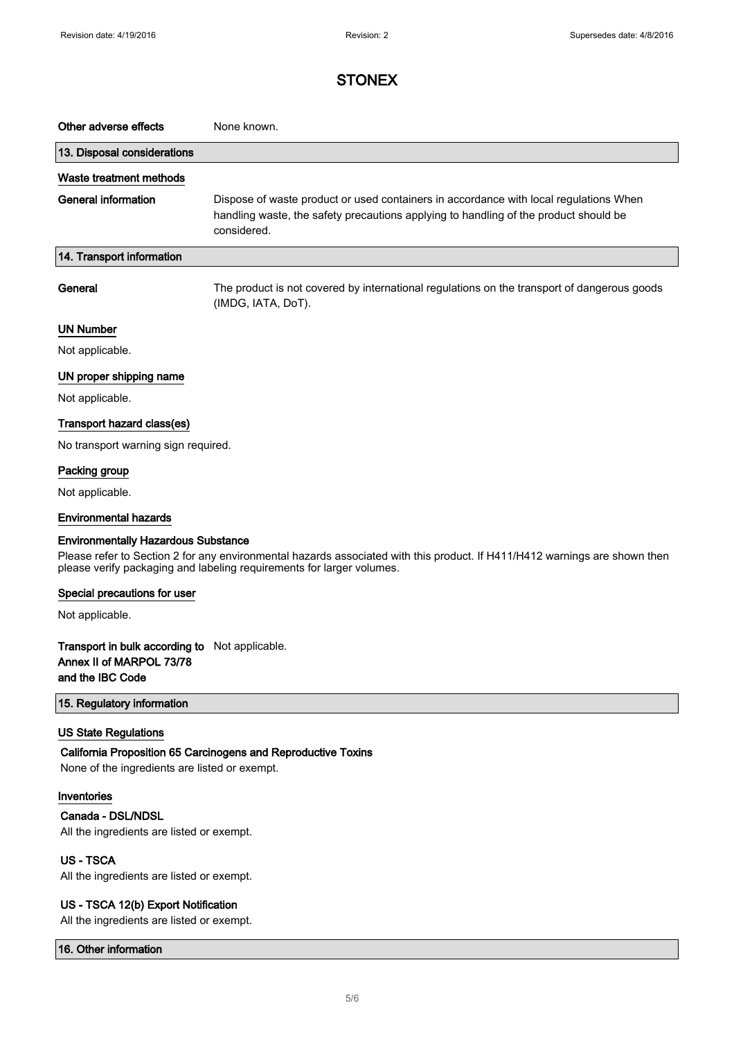**Other adverse effects** None known.

## 13. Disposal considerations

### Waste treatment methods

**General information** Dispose of waste product or used containers in accordance with local regulations When handling waste, the safety precautions applying to handling of the product should be considered.

## 14. Transport information

**General** The product is not covered by international regulations on the transport of dangerous goods (IMDG, IATA, DoT).

### UN Number

Not applicable.

### UN proper shipping name

Not applicable.

### Transport hazard class(es)

No transport warning sign required.

### Packing group

Not applicable.

### Environmental hazards

**Environmentally Hazardous Substance**

Please refer to Section 2 for any environmental hazards associated with this product. If H411/H412 warnings are shown then please verify packaging and labeling requirements for larger volumes.

### Special precautions for user

Not applicable.

**Transport in bulk according to Annex II of MARPOL 73/78 and the IBC Code** Not applicable.

## 15. Regulatory information

### US State Regulations

**California Proposition 65 Carcinogens and Reproductive Toxins**

None of the ingredients are listed or exempt.

### Inventories

**Canada - DSL/NDSL**

All the ingredients are listed or exempt.

**US - TSCA**

All the ingredients are listed or exempt.

**US - TSCA 12(b) Export Notification**

All the ingredients are listed or exempt.

## 16. Other information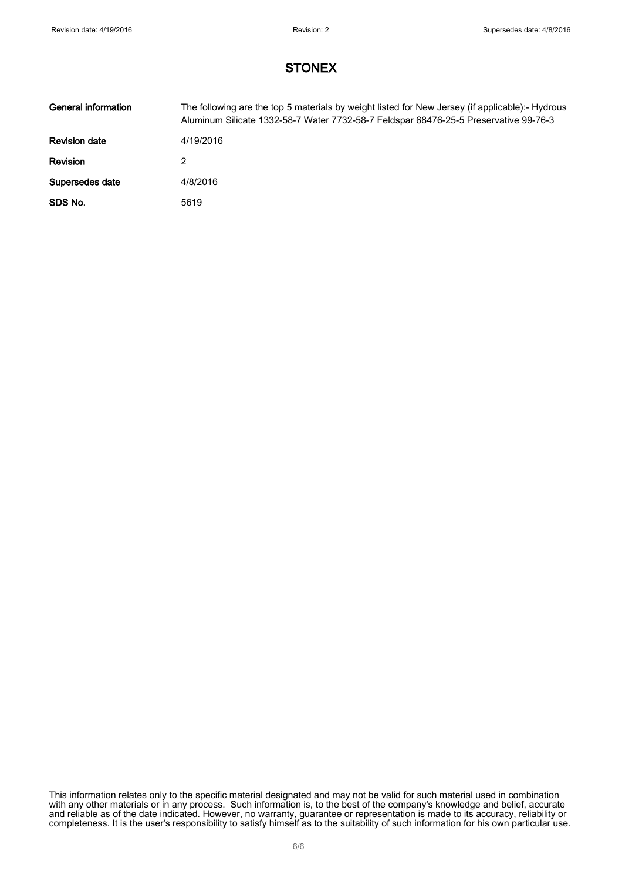# STONEX

| | |
|---|---|
| **General information** | The following are the top 5 materials by weight listed for New Jersey (if applicable):- Hydrous Aluminum Silicate 1332-58-7 Water 7732-58-7 Feldspar 68476-25-5 Preservative 99-76-3 |
| **Revision date** | 4/19/2016 |
| **Revision** | 2 |
| **Supersedes date** | 4/8/2016 |
| **SDS No.** | 5619 |

This information relates only to the specific material designated and may not be valid for such material used in combination with any other materials or in any process. Such information is, to the best of the company's knowledge and belief, accurate and reliable as of the date indicated. However, no warranty, guarantee or representation is made to its accuracy, reliability or completeness. It is the user's responsibility to satisfy himself as to the suitability of such information for his own particular use.